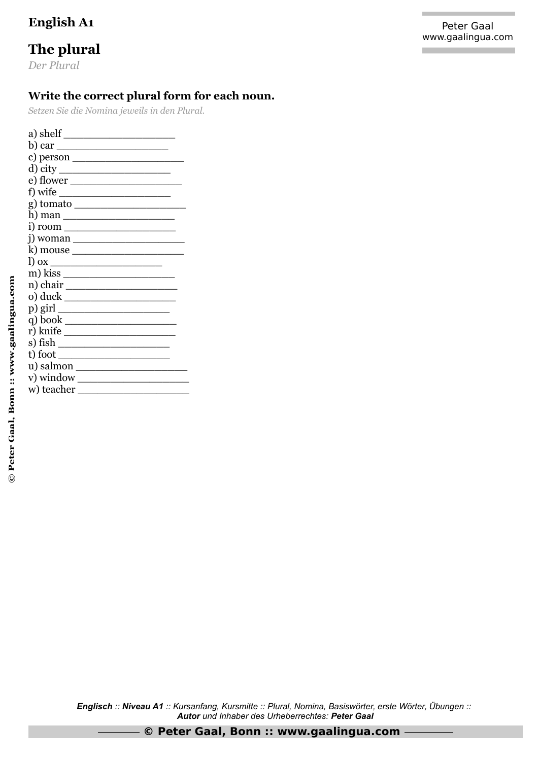**English A1**

# The plural

*Der Plural*

## Write the correct plural form for each noun.

*Setzen Sie die Nomina jeweils in den Plural.*

a) shelf ________________
b) car ________________
c) person ________________
d) city ________________
e) flower ________________
f) wife ________________
g) tomato ________________
h) man ________________
i) room ________________
j) woman ________________
k) mouse ________________
l) ox ________________
m) kiss ________________
n) chair ________________
o) duck ________________
p) girl ________________
q) book ________________
r) knife ________________
s) fish ________________
t) foot ________________
u) salmon ________________
v) window ________________
w) teacher ________________

***Englisch** :: **Niveau A1** :: Kursanfang, Kursmitte :: Plural, Nomina, Basiswörter, erste Wörter, Übungen ::*
***Autor** und Inhaber des Urheberrechtes: **Peter Gaal***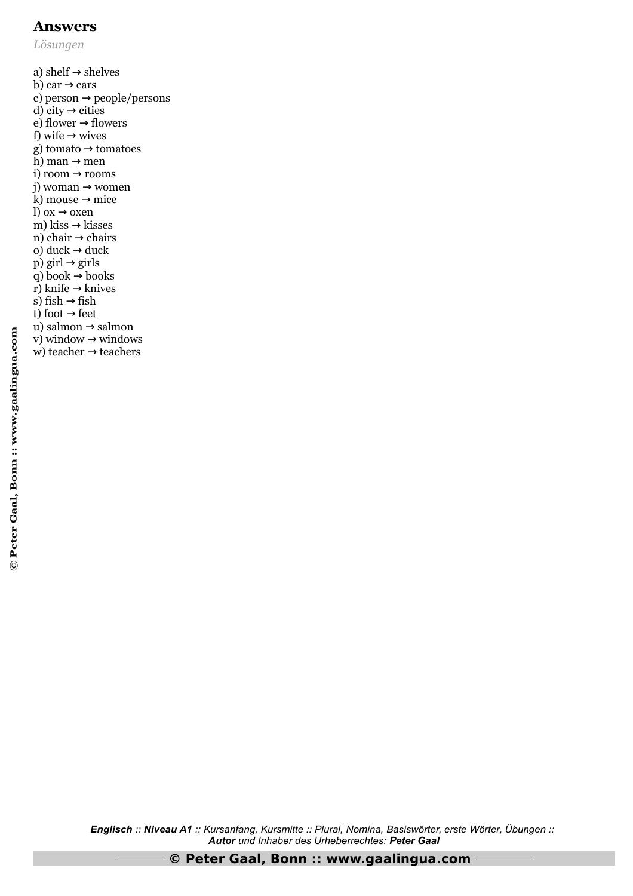## Answers

*Lösungen*

a) shelf → shelves
b) car → cars
c) person → people/persons
d) city → cities
e) flower → flowers
f) wife → wives
g) tomato → tomatoes
h) man → men
i) room → rooms
j) woman → women
k) mouse → mice
l) ox → oxen
m) kiss → kisses
n) chair → chairs
o) duck → duck
p) girl → girls
q) book → books
r) knife → knives
s) fish → fish
t) foot → feet
u) salmon → salmon
v) window → windows
w) teacher → teachers